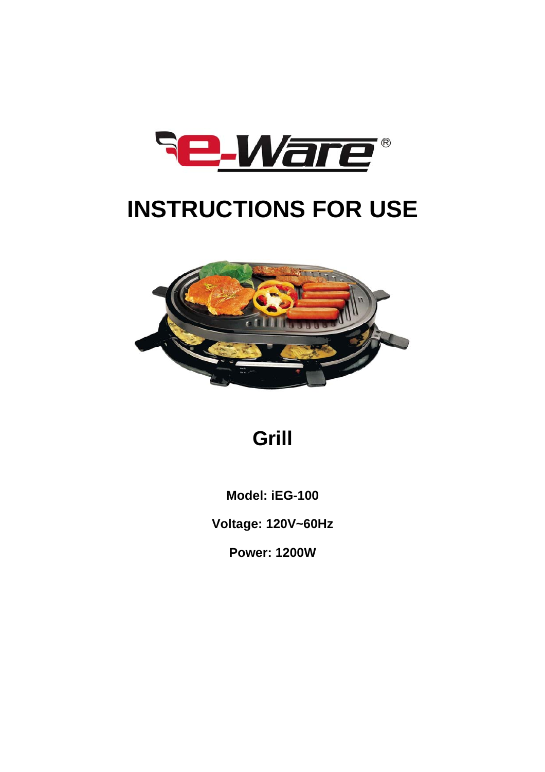e-Ware®

# INSTRUCTIONS FOR USE

## Grill

**Model: iEG-100**

**Voltage: 120V~60Hz**

**Power: 1200W**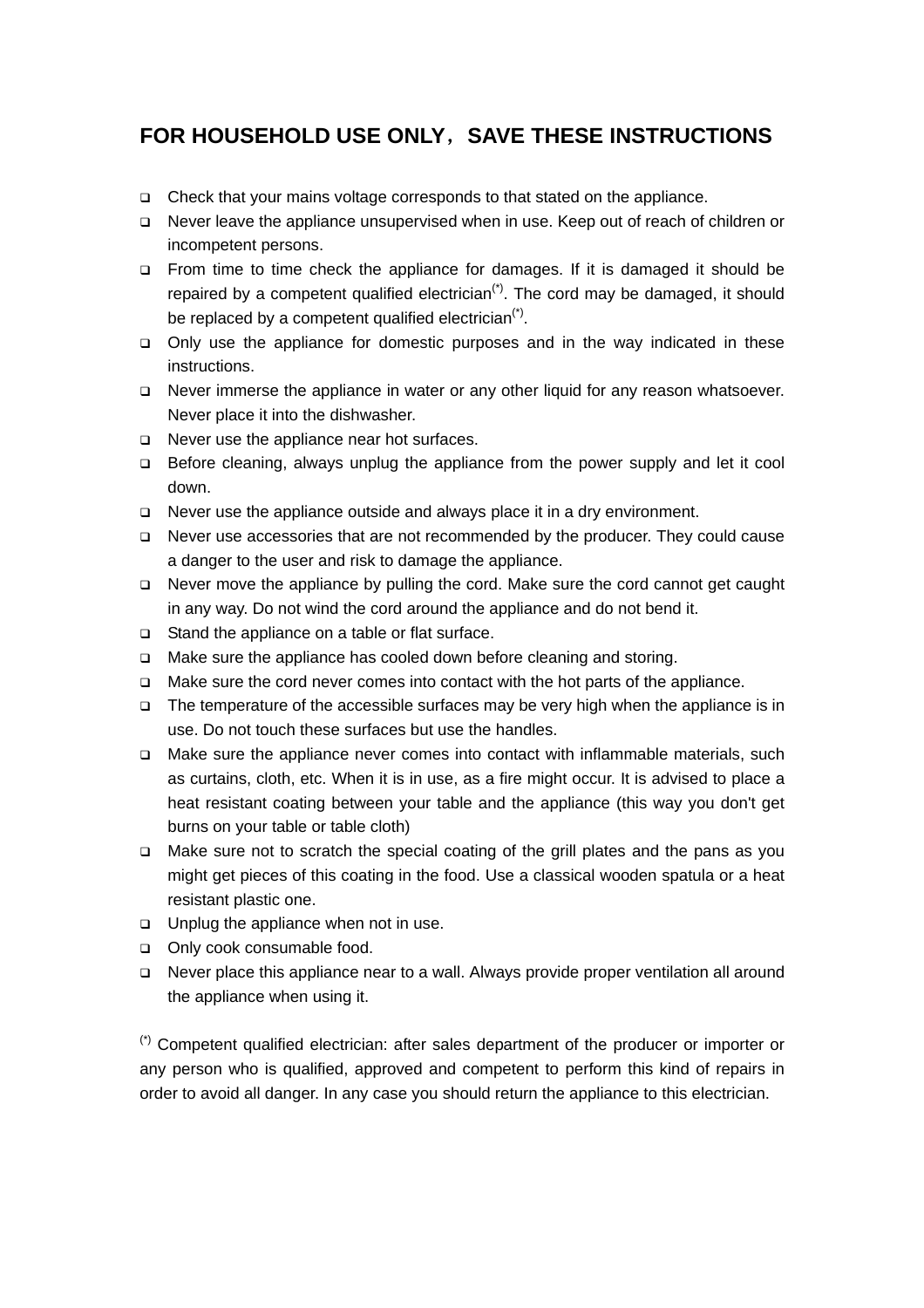## FOR HOUSEHOLD USE ONLY，SAVE THESE INSTRUCTIONS

- Check that your mains voltage corresponds to that stated on the appliance.
- Never leave the appliance unsupervised when in use. Keep out of reach of children or incompetent persons.
- From time to time check the appliance for damages. If it is damaged it should be repaired by a competent qualified electrician(*). The cord may be damaged, it should be replaced by a competent qualified electrician(*).
- Only use the appliance for domestic purposes and in the way indicated in these instructions.
- Never immerse the appliance in water or any other liquid for any reason whatsoever. Never place it into the dishwasher.
- Never use the appliance near hot surfaces.
- Before cleaning, always unplug the appliance from the power supply and let it cool down.
- Never use the appliance outside and always place it in a dry environment.
- Never use accessories that are not recommended by the producer. They could cause a danger to the user and risk to damage the appliance.
- Never move the appliance by pulling the cord. Make sure the cord cannot get caught in any way. Do not wind the cord around the appliance and do not bend it.
- Stand the appliance on a table or flat surface.
- Make sure the appliance has cooled down before cleaning and storing.
- Make sure the cord never comes into contact with the hot parts of the appliance.
- The temperature of the accessible surfaces may be very high when the appliance is in use. Do not touch these surfaces but use the handles.
- Make sure the appliance never comes into contact with inflammable materials, such as curtains, cloth, etc. When it is in use, as a fire might occur. It is advised to place a heat resistant coating between your table and the appliance (this way you don't get burns on your table or table cloth)
- Make sure not to scratch the special coating of the grill plates and the pans as you might get pieces of this coating in the food. Use a classical wooden spatula or a heat resistant plastic one.
- Unplug the appliance when not in use.
- Only cook consumable food.
- Never place this appliance near to a wall. Always provide proper ventilation all around the appliance when using it.

(*) Competent qualified electrician: after sales department of the producer or importer or any person who is qualified, approved and competent to perform this kind of repairs in order to avoid all danger. In any case you should return the appliance to this electrician.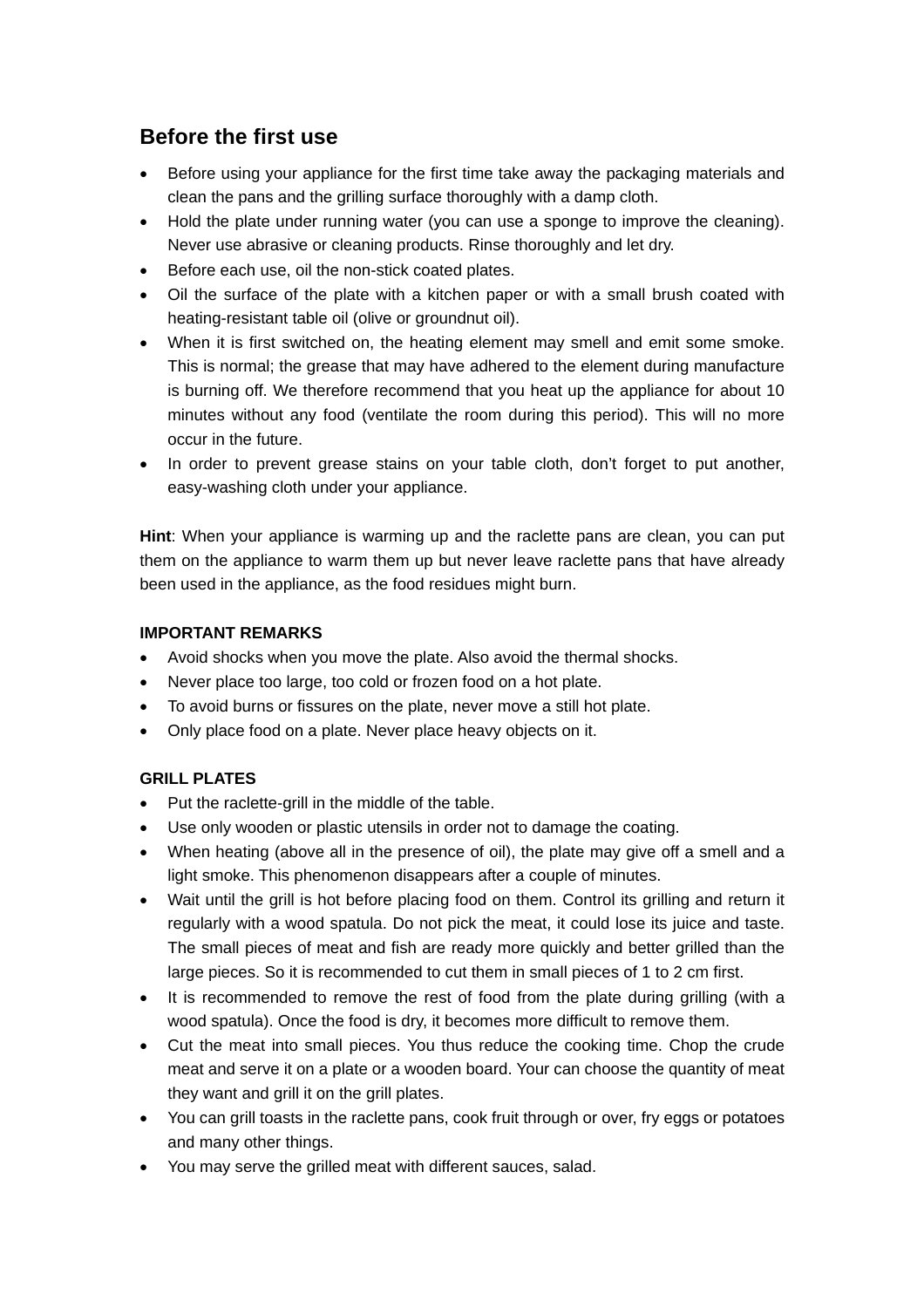## Before the first use

- Before using your appliance for the first time take away the packaging materials and clean the pans and the grilling surface thoroughly with a damp cloth.
- Hold the plate under running water (you can use a sponge to improve the cleaning). Never use abrasive or cleaning products. Rinse thoroughly and let dry.
- Before each use, oil the non-stick coated plates.
- Oil the surface of the plate with a kitchen paper or with a small brush coated with heating-resistant table oil (olive or groundnut oil).
- When it is first switched on, the heating element may smell and emit some smoke. This is normal; the grease that may have adhered to the element during manufacture is burning off. We therefore recommend that you heat up the appliance for about 10 minutes without any food (ventilate the room during this period). This will no more occur in the future.
- In order to prevent grease stains on your table cloth, don't forget to put another, easy-washing cloth under your appliance.

**Hint**: When your appliance is warming up and the raclette pans are clean, you can put them on the appliance to warm them up but never leave raclette pans that have already been used in the appliance, as the food residues might burn.

**IMPORTANT REMARKS**

- Avoid shocks when you move the plate. Also avoid the thermal shocks.
- Never place too large, too cold or frozen food on a hot plate.
- To avoid burns or fissures on the plate, never move a still hot plate.
- Only place food on a plate. Never place heavy objects on it.

**GRILL PLATES**

- Put the raclette-grill in the middle of the table.
- Use only wooden or plastic utensils in order not to damage the coating.
- When heating (above all in the presence of oil), the plate may give off a smell and a light smoke. This phenomenon disappears after a couple of minutes.
- Wait until the grill is hot before placing food on them. Control its grilling and return it regularly with a wood spatula. Do not pick the meat, it could lose its juice and taste. The small pieces of meat and fish are ready more quickly and better grilled than the large pieces. So it is recommended to cut them in small pieces of 1 to 2 cm first.
- It is recommended to remove the rest of food from the plate during grilling (with a wood spatula). Once the food is dry, it becomes more difficult to remove them.
- Cut the meat into small pieces. You thus reduce the cooking time. Chop the crude meat and serve it on a plate or a wooden board. Your can choose the quantity of meat they want and grill it on the grill plates.
- You can grill toasts in the raclette pans, cook fruit through or over, fry eggs or potatoes and many other things.
- You may serve the grilled meat with different sauces, salad.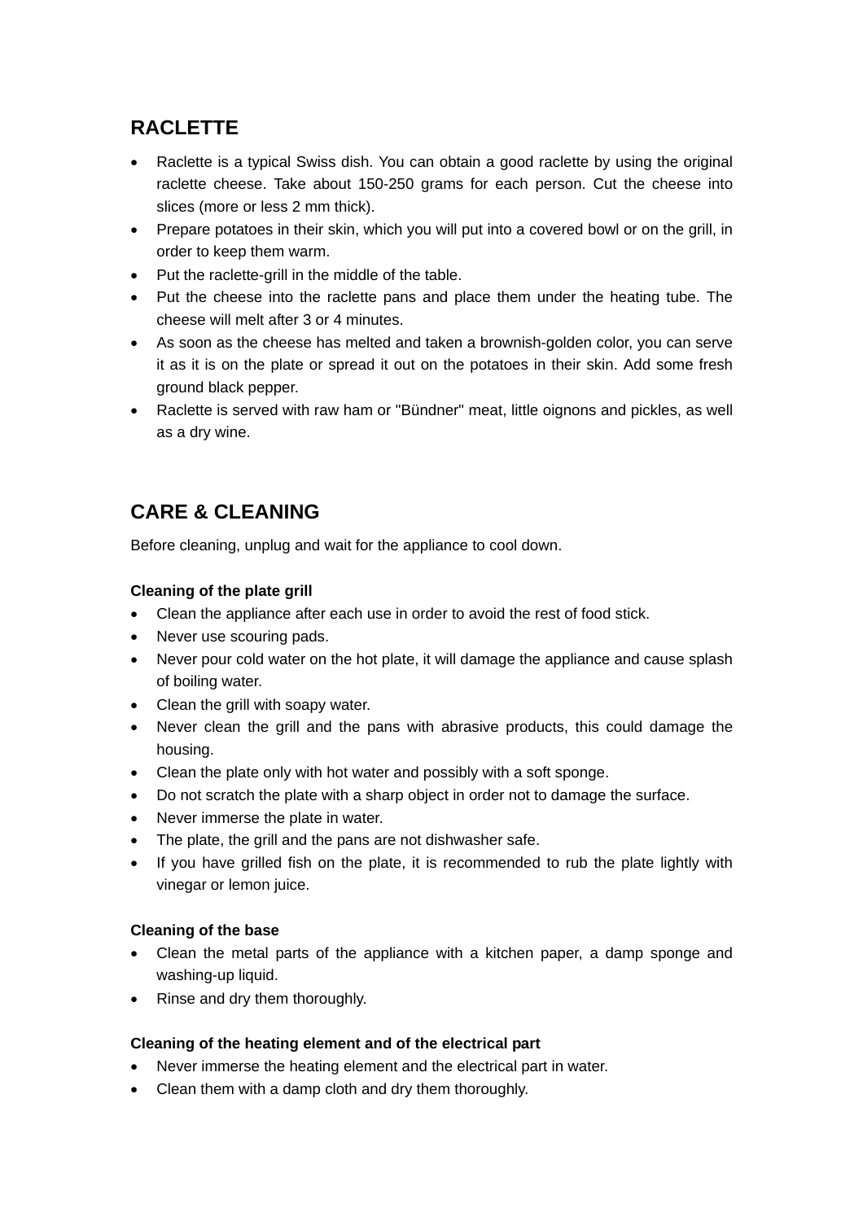## RACLETTE

- Raclette is a typical Swiss dish. You can obtain a good raclette by using the original raclette cheese. Take about 150-250 grams for each person. Cut the cheese into slices (more or less 2 mm thick).
- Prepare potatoes in their skin, which you will put into a covered bowl or on the grill, in order to keep them warm.
- Put the raclette-grill in the middle of the table.
- Put the cheese into the raclette pans and place them under the heating tube. The cheese will melt after 3 or 4 minutes.
- As soon as the cheese has melted and taken a brownish-golden color, you can serve it as it is on the plate or spread it out on the potatoes in their skin. Add some fresh ground black pepper.
- Raclette is served with raw ham or "Bündner" meat, little oignons and pickles, as well as a dry wine.

## CARE & CLEANING

Before cleaning, unplug and wait for the appliance to cool down.

**Cleaning of the plate grill**

- Clean the appliance after each use in order to avoid the rest of food stick.
- Never use scouring pads.
- Never pour cold water on the hot plate, it will damage the appliance and cause splash of boiling water.
- Clean the grill with soapy water.
- Never clean the grill and the pans with abrasive products, this could damage the housing.
- Clean the plate only with hot water and possibly with a soft sponge.
- Do not scratch the plate with a sharp object in order not to damage the surface.
- Never immerse the plate in water.
- The plate, the grill and the pans are not dishwasher safe.
- If you have grilled fish on the plate, it is recommended to rub the plate lightly with vinegar or lemon juice.

**Cleaning of the base**

- Clean the metal parts of the appliance with a kitchen paper, a damp sponge and washing-up liquid.
- Rinse and dry them thoroughly.

**Cleaning of the heating element and of the electrical part**

- Never immerse the heating element and the electrical part in water.
- Clean them with a damp cloth and dry them thoroughly.